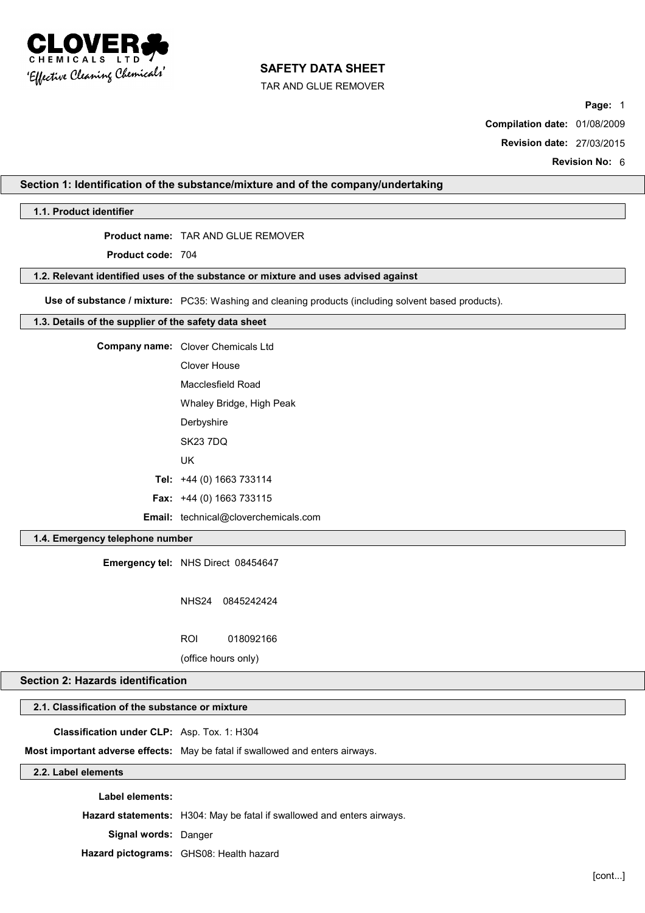# SAFETY DATA SHEET

TAR AND GLUE REMOVER

**Page:** 1

**Compilation date:** 01/08/2009

**Revision date:** 27/03/2015

**Revision No:** 6

## Section 1: Identification of the substance/mixture and of the company/undertaking

### 1.1. Product identifier

**Product name:** TAR AND GLUE REMOVER

**Product code:** 704

### 1.2. Relevant identified uses of the substance or mixture and uses advised against

**Use of substance / mixture:** PC35: Washing and cleaning products (including solvent based products).

### 1.3. Details of the supplier of the safety data sheet

**Company name:** Clover Chemicals Ltd
Clover House
Macclesfield Road
Whaley Bridge, High Peak
Derbyshire
SK23 7DQ
UK

**Tel:** +44 (0) 1663 733114

**Fax:** +44 (0) 1663 733115

**Email:** technical@cloverchemicals.com

### 1.4. Emergency telephone number

**Emergency tel:** NHS Direct 08454647

NHS24 0845242424

ROI 018092166

(office hours only)

## Section 2: Hazards identification

### 2.1. Classification of the substance or mixture

**Classification under CLP:** Asp. Tox. 1: H304

**Most important adverse effects:** May be fatal if swallowed and enters airways.

### 2.2. Label elements

**Label elements:**

**Hazard statements:** H304: May be fatal if swallowed and enters airways.

**Signal words:** Danger

**Hazard pictograms:** GHS08: Health hazard

[cont...]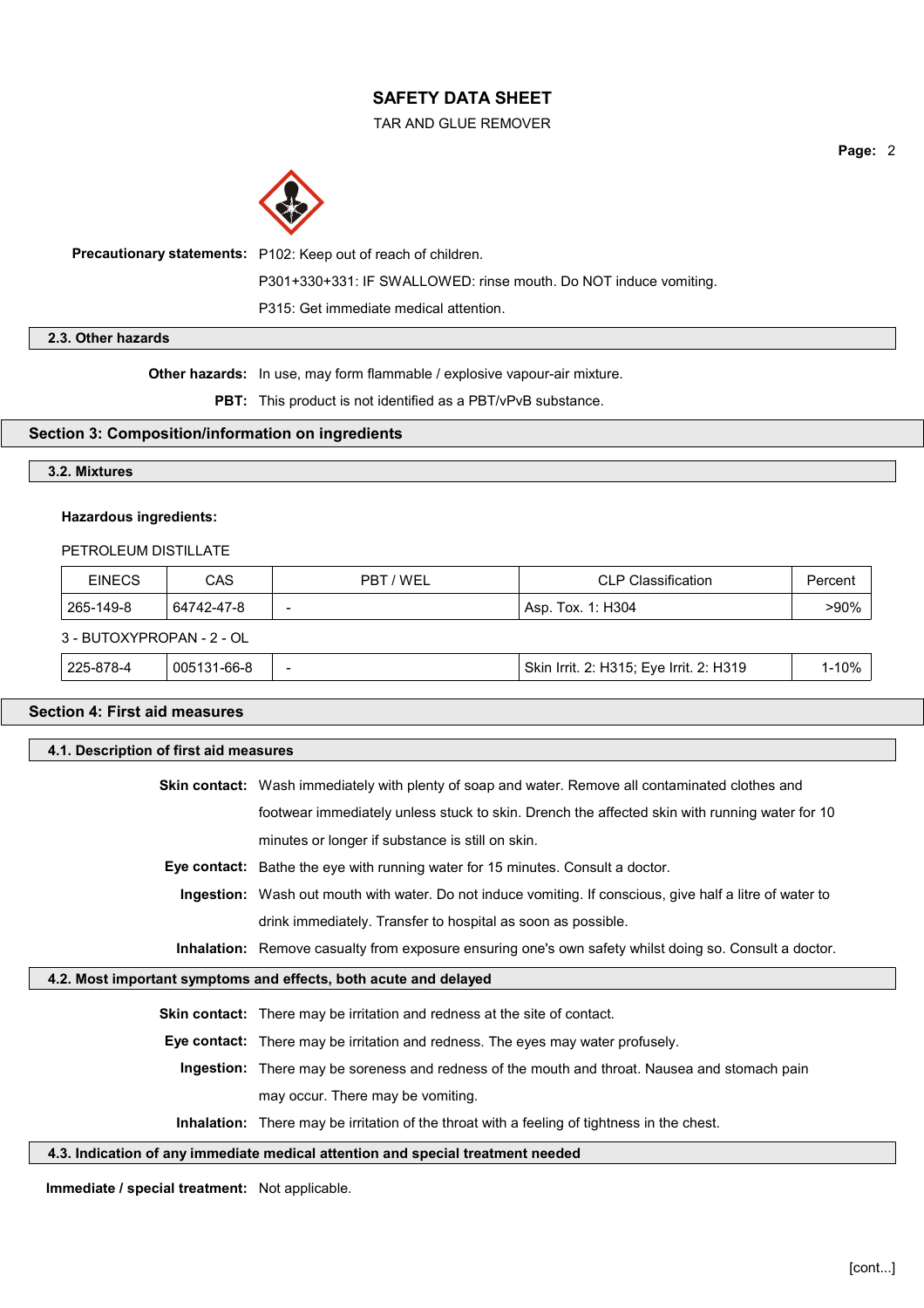**Precautionary statements:** P102: Keep out of reach of children.

P301+330+331: IF SWALLOWED: rinse mouth. Do NOT induce vomiting.

P315: Get immediate medical attention.

### 2.3. Other hazards

**Other hazards:** In use, may form flammable / explosive vapour-air mixture.

**PBT:** This product is not identified as a PBT/vPvB substance.

## Section 3: Composition/information on ingredients

### 3.2. Mixtures

**Hazardous ingredients:**

PETROLEUM DISTILLATE

| EINECS | CAS | PBT / WEL | CLP Classification | Percent |
|---|---|---|---|---|
| 265-149-8 | 64742-47-8 | - | Asp. Tox. 1: H304 | >90% |

3 - BUTOXYPROPAN - 2 - OL

| EINECS | CAS | PBT / WEL | CLP Classification | Percent |
|---|---|---|---|---|
| 225-878-4 | 005131-66-8 | - | Skin Irrit. 2: H315; Eye Irrit. 2: H319 | 1-10% |

## Section 4: First aid measures

### 4.1. Description of first aid measures

**Skin contact:** Wash immediately with plenty of soap and water. Remove all contaminated clothes and footwear immediately unless stuck to skin. Drench the affected skin with running water for 10 minutes or longer if substance is still on skin.

**Eye contact:** Bathe the eye with running water for 15 minutes. Consult a doctor.

**Ingestion:** Wash out mouth with water. Do not induce vomiting. If conscious, give half a litre of water to drink immediately. Transfer to hospital as soon as possible.

**Inhalation:** Remove casualty from exposure ensuring one's own safety whilst doing so. Consult a doctor.

### 4.2. Most important symptoms and effects, both acute and delayed

**Skin contact:** There may be irritation and redness at the site of contact.

**Eye contact:** There may be irritation and redness. The eyes may water profusely.

**Ingestion:** There may be soreness and redness of the mouth and throat. Nausea and stomach pain may occur. There may be vomiting.

**Inhalation:** There may be irritation of the throat with a feeling of tightness in the chest.

### 4.3. Indication of any immediate medical attention and special treatment needed

**Immediate / special treatment:** Not applicable.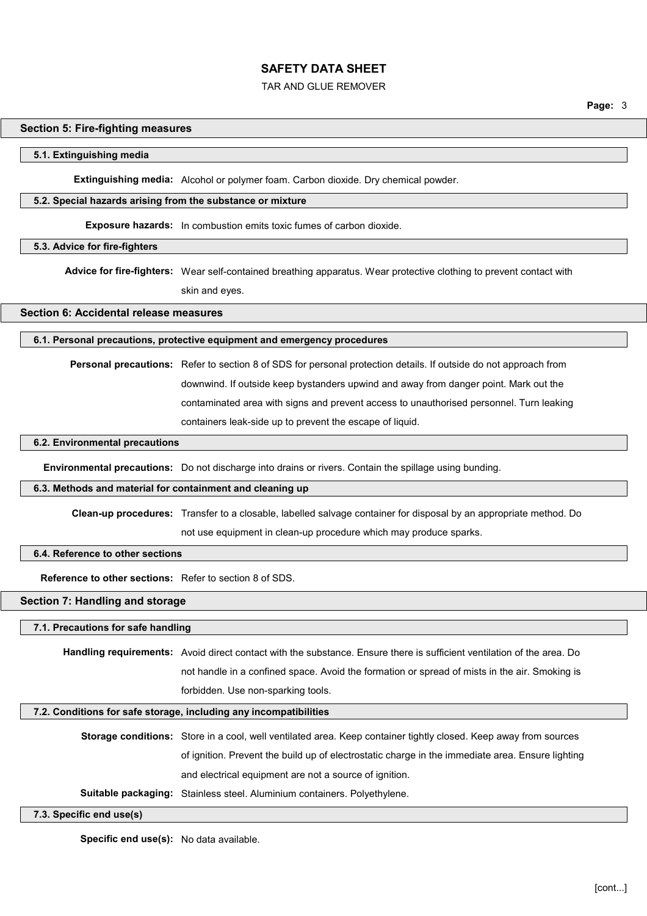## Section 5: Fire-fighting measures

### 5.1. Extinguishing media

**Extinguishing media:** Alcohol or polymer foam. Carbon dioxide. Dry chemical powder.

### 5.2. Special hazards arising from the substance or mixture

**Exposure hazards:** In combustion emits toxic fumes of carbon dioxide.

### 5.3. Advice for fire-fighters

**Advice for fire-fighters:** Wear self-contained breathing apparatus. Wear protective clothing to prevent contact with skin and eyes.

## Section 6: Accidental release measures

### 6.1. Personal precautions, protective equipment and emergency procedures

**Personal precautions:** Refer to section 8 of SDS for personal protection details. If outside do not approach from downwind. If outside keep bystanders upwind and away from danger point. Mark out the contaminated area with signs and prevent access to unauthorised personnel. Turn leaking containers leak-side up to prevent the escape of liquid.

### 6.2. Environmental precautions

**Environmental precautions:** Do not discharge into drains or rivers. Contain the spillage using bunding.

### 6.3. Methods and material for containment and cleaning up

**Clean-up procedures:** Transfer to a closable, labelled salvage container for disposal by an appropriate method. Do not use equipment in clean-up procedure which may produce sparks.

### 6.4. Reference to other sections

**Reference to other sections:** Refer to section 8 of SDS.

## Section 7: Handling and storage

### 7.1. Precautions for safe handling

**Handling requirements:** Avoid direct contact with the substance. Ensure there is sufficient ventilation of the area. Do not handle in a confined space. Avoid the formation or spread of mists in the air. Smoking is forbidden. Use non-sparking tools.

### 7.2. Conditions for safe storage, including any incompatibilities

**Storage conditions:** Store in a cool, well ventilated area. Keep container tightly closed. Keep away from sources of ignition. Prevent the build up of electrostatic charge in the immediate area. Ensure lighting and electrical equipment are not a source of ignition.

**Suitable packaging:** Stainless steel. Aluminium containers. Polyethylene.

### 7.3. Specific end use(s)

**Specific end use(s):** No data available.

[cont...]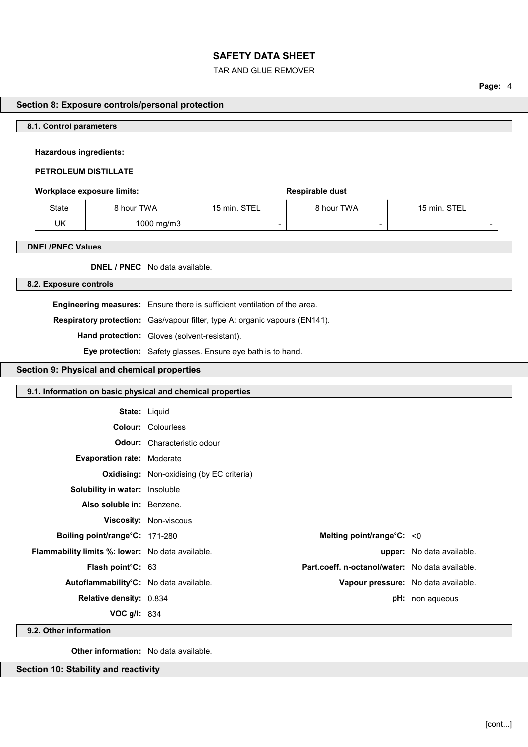## Section 8: Exposure controls/personal protection

### 8.1. Control parameters

**Hazardous ingredients:**

**PETROLEUM DISTILLATE**

**Workplace exposure limits:** **Respirable dust**

| State | 8 hour TWA | 15 min. STEL | 8 hour TWA | 15 min. STEL |
|---|---|---|---|---|
| UK | 1000 mg/m3 | - | - | - |

### DNEL/PNEC Values

**DNEL / PNEC** No data available.

### 8.2. Exposure controls

**Engineering measures:** Ensure there is sufficient ventilation of the area.

**Respiratory protection:** Gas/vapour filter, type A: organic vapours (EN141).

**Hand protection:** Gloves (solvent-resistant).

**Eye protection:** Safety glasses. Ensure eye bath is to hand.

## Section 9: Physical and chemical properties

### 9.1. Information on basic physical and chemical properties

**State:** Liquid

**Colour:** Colourless

**Odour:** Characteristic odour

**Evaporation rate:** Moderate

**Oxidising:** Non-oxidising (by EC criteria)

**Solubility in water:** Insoluble

**Also soluble in:** Benzene.

**Viscosity:** Non-viscous

**Boiling point/range°C:** 171-280

**Melting point/range°C:** <0

**Flammability limits %: lower:** No data available.

**upper:** No data available.

**Flash point°C:** 63

**Part.coeff. n-octanol/water:** No data available.

**Autoflammability°C:** No data available.

**Vapour pressure:** No data available.

**Relative density:** 0.834

**pH:** non aqueous

**VOC g/l:** 834

### 9.2. Other information

**Other information:** No data available.

## Section 10: Stability and reactivity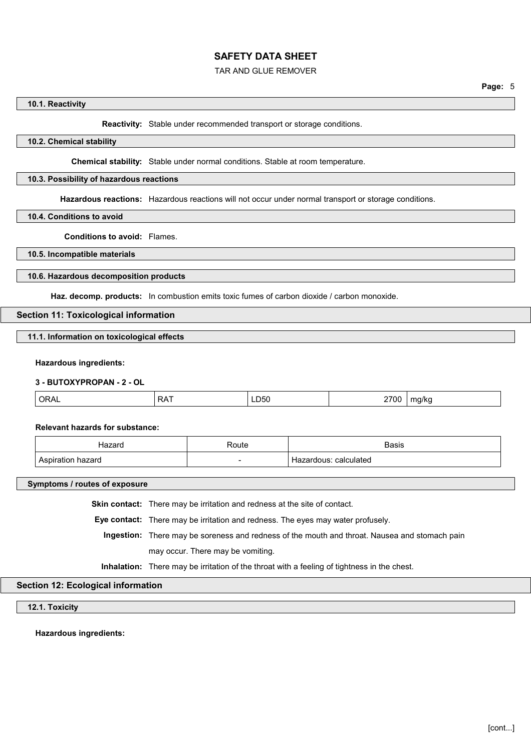### 10.1. Reactivity

**Reactivity:** Stable under recommended transport or storage conditions.

### 10.2. Chemical stability

**Chemical stability:** Stable under normal conditions. Stable at room temperature.

### 10.3. Possibility of hazardous reactions

**Hazardous reactions:** Hazardous reactions will not occur under normal transport or storage conditions.

### 10.4. Conditions to avoid

**Conditions to avoid:** Flames.

### 10.5. Incompatible materials

### 10.6. Hazardous decomposition products

**Haz. decomp. products:** In combustion emits toxic fumes of carbon dioxide / carbon monoxide.

## Section 11: Toxicological information

### 11.1. Information on toxicological effects

**Hazardous ingredients:**

**3 - BUTOXYPROPAN - 2 - OL**

| ORAL | RAT | LD50 | 2700 | mg/kg |
|---|---|---|---|---|

**Relevant hazards for substance:**

| Hazard | Route | Basis |
|---|---|---|
| Aspiration hazard | - | Hazardous: calculated |

### Symptoms / routes of exposure

**Skin contact:** There may be irritation and redness at the site of contact.

**Eye contact:** There may be irritation and redness. The eyes may water profusely.

**Ingestion:** There may be soreness and redness of the mouth and throat. Nausea and stomach pain may occur. There may be vomiting.

**Inhalation:** There may be irritation of the throat with a feeling of tightness in the chest.

## Section 12: Ecological information

### 12.1. Toxicity

**Hazardous ingredients:**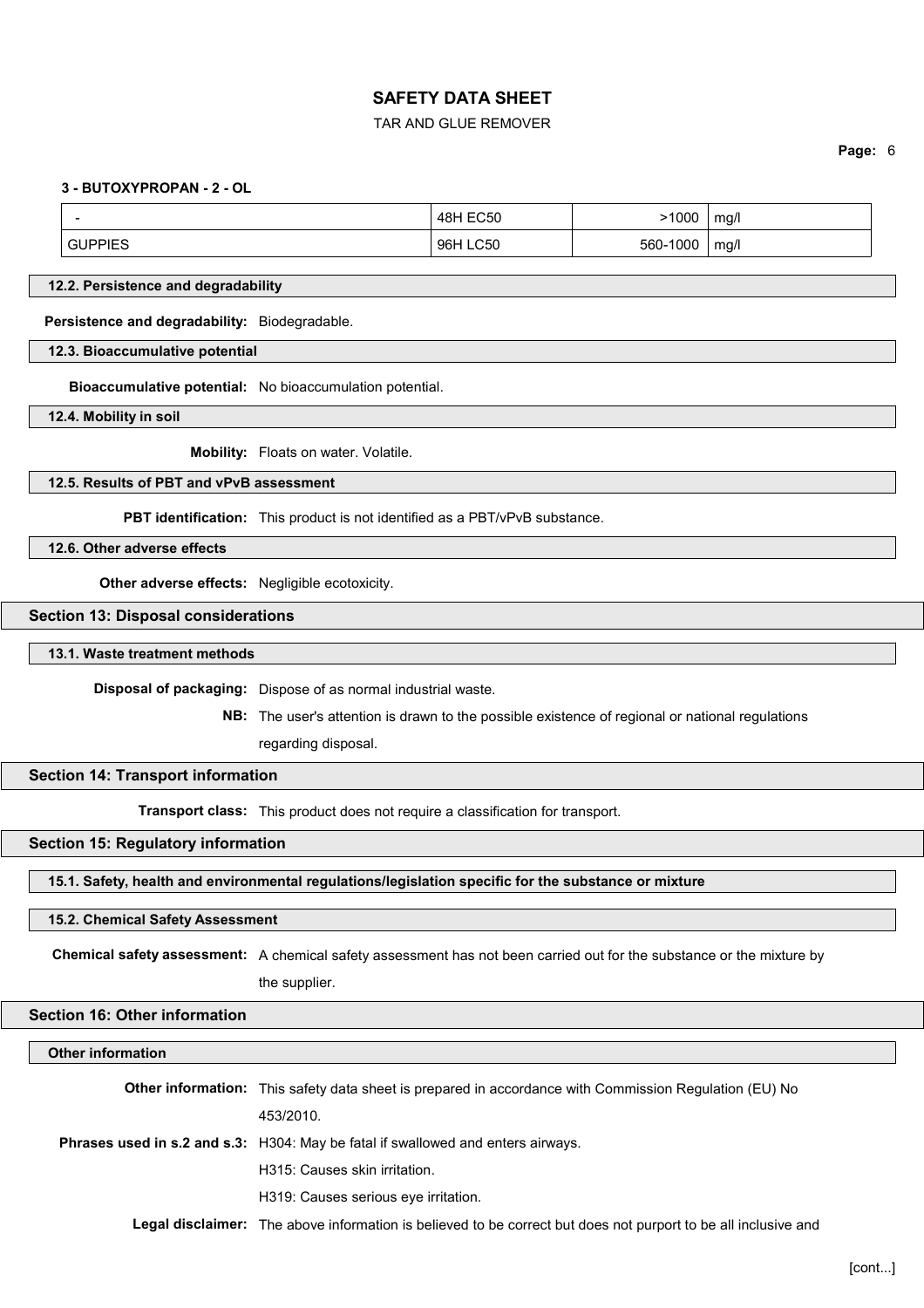**3 - BUTOXYPROPAN - 2 - OL**

| | | | |
|---|---|---|---|
| - | 48H EC50 | >1000 | mg/l |
| GUPPIES | 96H LC50 | 560-1000 | mg/l |

### 12.2. Persistence and degradability

**Persistence and degradability:** Biodegradable.

### 12.3. Bioaccumulative potential

**Bioaccumulative potential:** No bioaccumulation potential.

### 12.4. Mobility in soil

**Mobility:** Floats on water. Volatile.

### 12.5. Results of PBT and vPvB assessment

**PBT identification:** This product is not identified as a PBT/vPvB substance.

### 12.6. Other adverse effects

**Other adverse effects:** Negligible ecotoxicity.

## Section 13: Disposal considerations

### 13.1. Waste treatment methods

**Disposal of packaging:** Dispose of as normal industrial waste.

**NB:** The user's attention is drawn to the possible existence of regional or national regulations regarding disposal.

## Section 14: Transport information

**Transport class:** This product does not require a classification for transport.

## Section 15: Regulatory information

### 15.1. Safety, health and environmental regulations/legislation specific for the substance or mixture

### 15.2. Chemical Safety Assessment

**Chemical safety assessment:** A chemical safety assessment has not been carried out for the substance or the mixture by the supplier.

## Section 16: Other information

### Other information

**Other information:** This safety data sheet is prepared in accordance with Commission Regulation (EU) No 453/2010.

**Phrases used in s.2 and s.3:** H304: May be fatal if swallowed and enters airways.

H315: Causes skin irritation.

H319: Causes serious eye irritation.

**Legal disclaimer:** The above information is believed to be correct but does not purport to be all inclusive and

[cont...]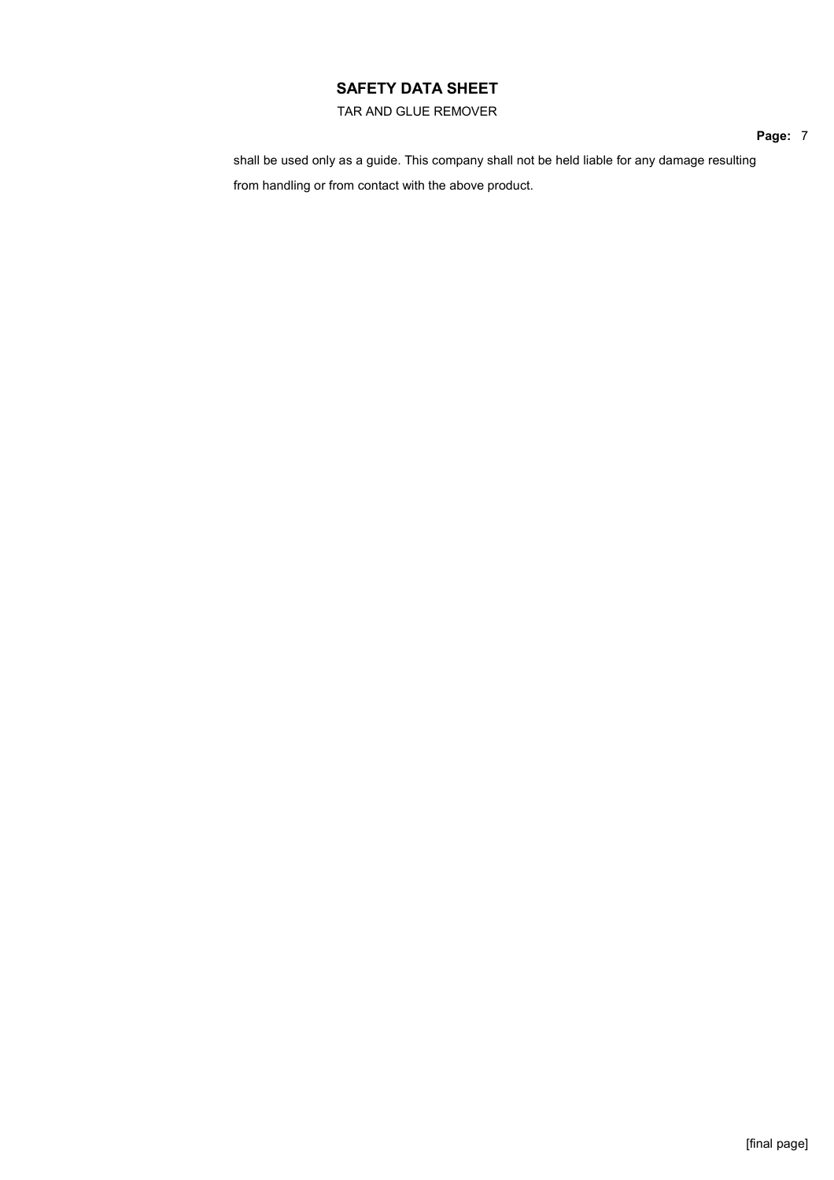shall be used only as a guide. This company shall not be held liable for any damage resulting from handling or from contact with the above product.

[final page]